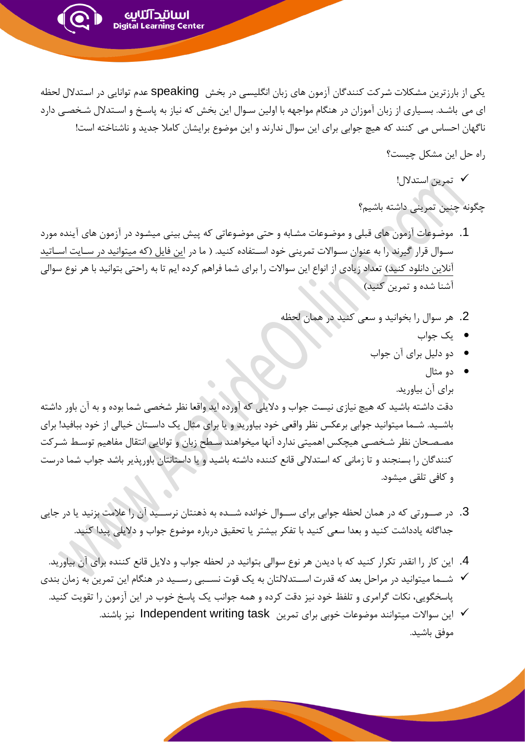یکی از بارزترین مشکلات شرکت کنندگان آزمون های زبان انگلیسی در بخش speaking عدم توانایی در استدلال لحظه ای می باشد. بسیاری از زبان آموزان در هنگام مواجهه با اولین سوال این بخش که نیاز به پاسخ و استدلال شخصی دارد ناگهان احساس می کنند که هیچ جوابی برای این سوال ندارند و این موضوع برایشان کاملا جدید و ناشناخته است!

راه حل این مشکل چیست؟

- ✓ تمرین استدلال!

چگونه چنین تمرینی داشته باشیم؟

1. موضوعات آزمون های قبلی و موضوعات مشابه و حتی موضوعاتی که پیش بینی میشود در آزمون های آینده مورد سوال قرار گیرند را به عنوان سوالات تمرینی خود استفاده کنید. ( ما در این فایل (که میتوانید در سایت اساتید آنلاین دانلود کنید) تعداد زیادی از انواع این سوالات را برای شما فراهم کرده ایم تا به راحتی بتوانید با هر نوع سوالی آشنا شده و تمرین کنید)

2. هر سوال را بخوانید و سعی کنید در همان لحظه
   - یک جواب
   - دو دلیل برای آن جواب
   - دو مثال

   برای آن بیاورید.

دقت داشته باشید که هیچ نیازی نیست جواب و دلایلی که آورده اید واقعا نظر شخصی شما بوده و به آن باور داشته باشید. شما میتوانید جوابی برعکس نظر واقعی خود بیاورید و یا برای مثال یک داستان خیالی از خود ببافید! برای مصححان نظر شخصی هیچکس اهمیتی ندارد آنها میخواهند سطح زبان و توانایی انتقال مفاهیم توسط شرکت کنندگان را بسنجند و تا زمانی که استدلالی قانع کننده داشته باشید و یا داستانتان باورپذیر باشد جواب شما درست و کافی تلقی میشود.

3. در صورتی که در همان لحظه جوابی برای سوال خوانده شده به ذهنتان نرسید آن را علامت بزنید یا در جایی جداگانه یادداشت کنید و بعدا سعی کنید با تفکر بیشتر یا تحقیق درباره موضوع جواب و دلایلی پیدا کنید.

4. این کار را انقدر تکرار کنید که با دیدن هر نوع سوالی بتوانید در لحظه جواب و دلایل قانع کننده برای آن بیاورید.

- ✓ شما میتوانید در مراحل بعد که قدرت استدلالتان به یک قوت نسبی رسید در هنگام این تمرین به زمان بندی پاسخگویی، نکات گرامری و تلفظ خود نیز دقت کرده و همه جوانب یک پاسخ خوب در این آزمون را تقویت کنید.
- ✓ این سوالات میتوانند موضوعات خوبی برای تمرین Independent writing task نیز باشند.

موفق باشید.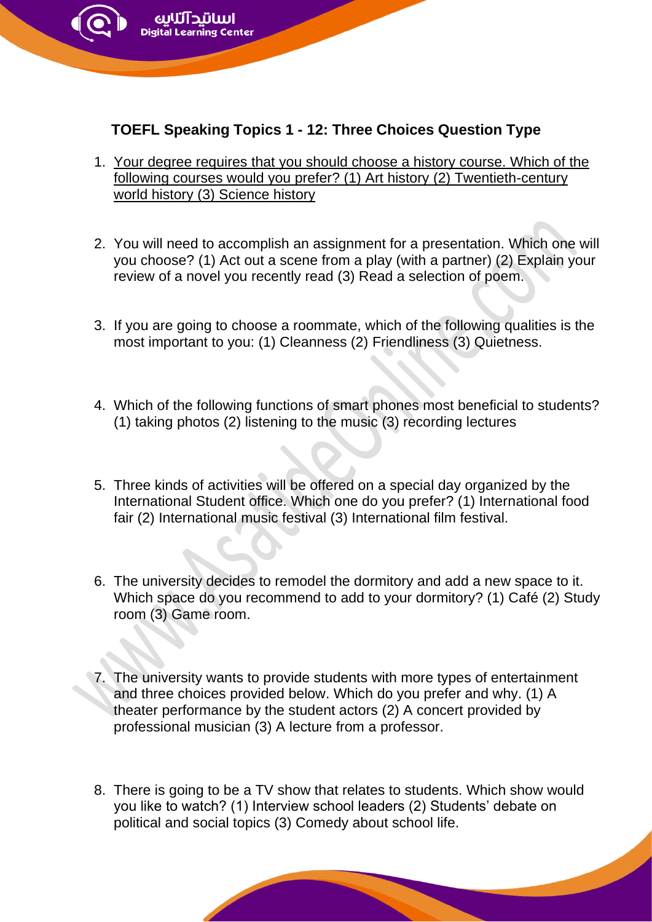**TOEFL Speaking Topics 1 - 12: Three Choices Question Type**

1. Your degree requires that you should choose a history course. Which of the following courses would you prefer? (1) Art history (2) Twentieth-century world history (3) Science history

2. You will need to accomplish an assignment for a presentation. Which one will you choose? (1) Act out a scene from a play (with a partner) (2) Explain your review of a novel you recently read (3) Read a selection of poem.

3. If you are going to choose a roommate, which of the following qualities is the most important to you: (1) Cleanness (2) Friendliness (3) Quietness.

4. Which of the following functions of smart phones most beneficial to students? (1) taking photos (2) listening to the music (3) recording lectures

5. Three kinds of activities will be offered on a special day organized by the International Student office. Which one do you prefer? (1) International food fair (2) International music festival (3) International film festival.

6. The university decides to remodel the dormitory and add a new space to it. Which space do you recommend to add to your dormitory? (1) Café (2) Study room (3) Game room.

7. The university wants to provide students with more types of entertainment and three choices provided below. Which do you prefer and why. (1) A theater performance by the student actors (2) A concert provided by professional musician (3) A lecture from a professor.

8. There is going to be a TV show that relates to students. Which show would you like to watch? (1) Interview school leaders (2) Students' debate on political and social topics (3) Comedy about school life.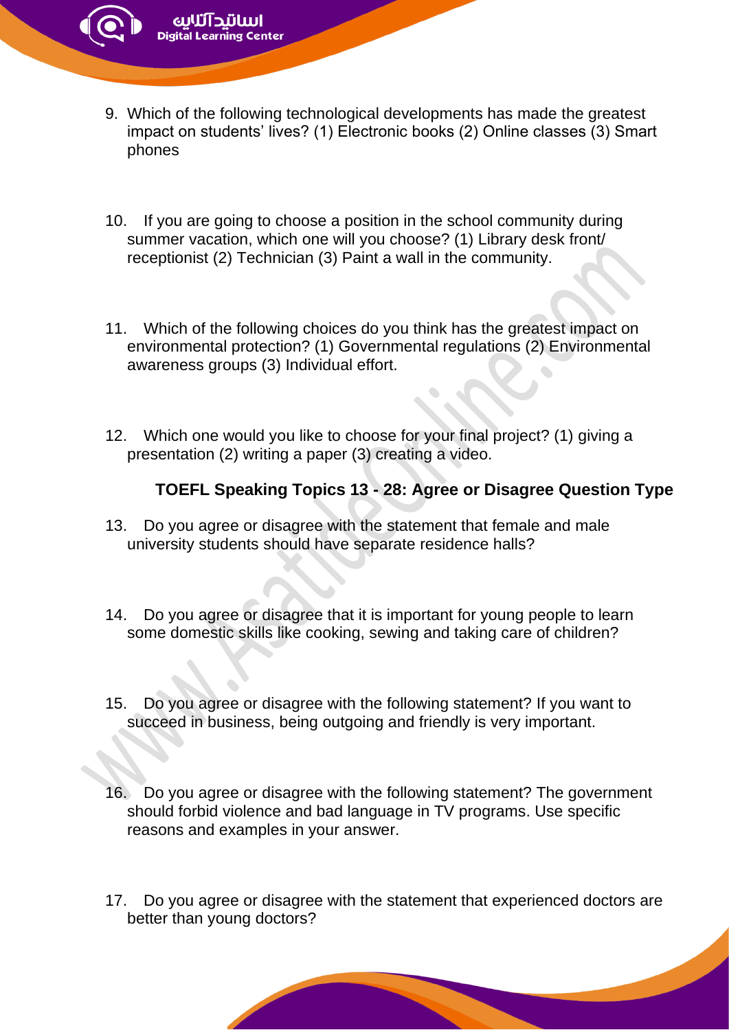9. Which of the following technological developments has made the greatest impact on students' lives? (1) Electronic books (2) Online classes (3) Smart phones

10. If you are going to choose a position in the school community during summer vacation, which one will you choose? (1) Library desk front/ receptionist (2) Technician (3) Paint a wall in the community.

11. Which of the following choices do you think has the greatest impact on environmental protection? (1) Governmental regulations (2) Environmental awareness groups (3) Individual effort.

12. Which one would you like to choose for your final project? (1) giving a presentation (2) writing a paper (3) creating a video.

### TOEFL Speaking Topics 13 - 28: Agree or Disagree Question Type

13. Do you agree or disagree with the statement that female and male university students should have separate residence halls?

14. Do you agree or disagree that it is important for young people to learn some domestic skills like cooking, sewing and taking care of children?

15. Do you agree or disagree with the following statement? If you want to succeed in business, being outgoing and friendly is very important.

16. Do you agree or disagree with the following statement? The government should forbid violence and bad language in TV programs. Use specific reasons and examples in your answer.

17. Do you agree or disagree with the statement that experienced doctors are better than young doctors?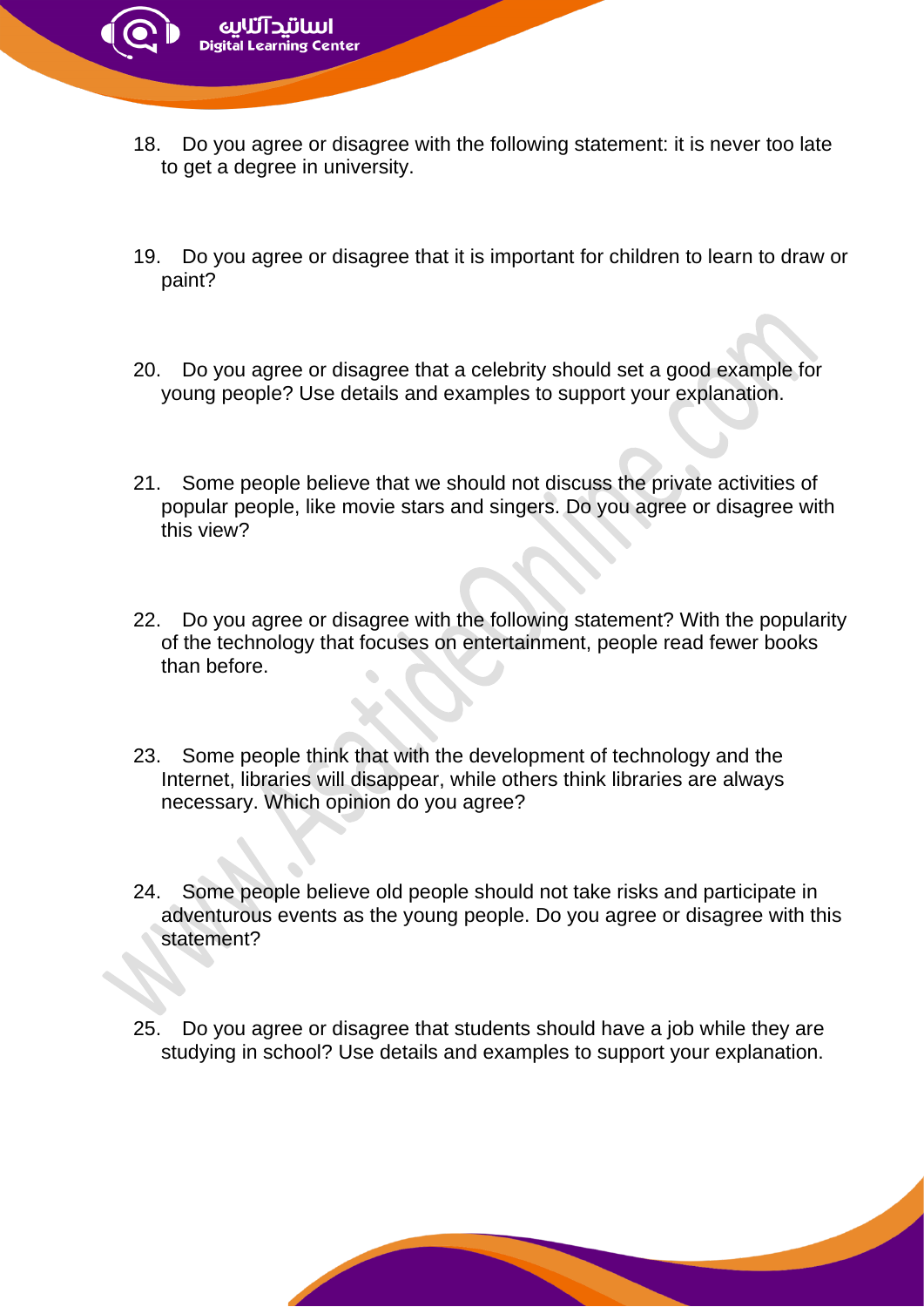18. Do you agree or disagree with the following statement: it is never too late to get a degree in university.

19. Do you agree or disagree that it is important for children to learn to draw or paint?

20. Do you agree or disagree that a celebrity should set a good example for young people? Use details and examples to support your explanation.

21. Some people believe that we should not discuss the private activities of popular people, like movie stars and singers. Do you agree or disagree with this view?

22. Do you agree or disagree with the following statement? With the popularity of the technology that focuses on entertainment, people read fewer books than before.

23. Some people think that with the development of technology and the Internet, libraries will disappear, while others think libraries are always necessary. Which opinion do you agree?

24. Some people believe old people should not take risks and participate in adventurous events as the young people. Do you agree or disagree with this statement?

25. Do you agree or disagree that students should have a job while they are studying in school? Use details and examples to support your explanation.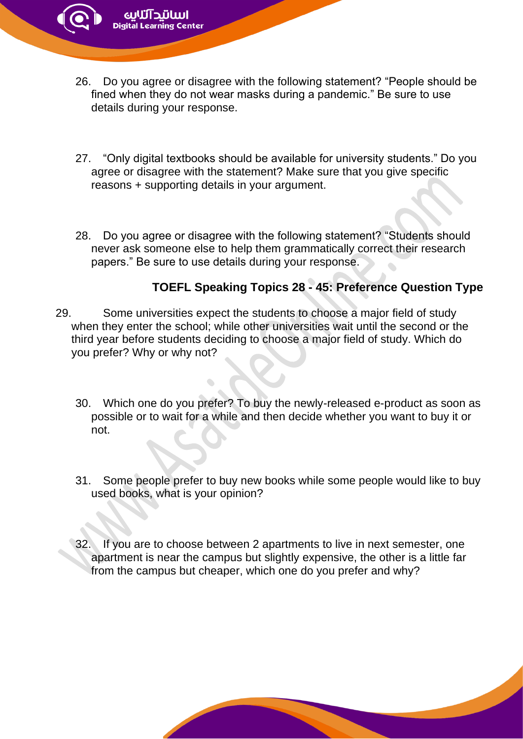26. Do you agree or disagree with the following statement? “People should be fined when they do not wear masks during a pandemic.” Be sure to use details during your response.

27. “Only digital textbooks should be available for university students.” Do you agree or disagree with the statement? Make sure that you give specific reasons + supporting details in your argument.

28. Do you agree or disagree with the following statement? “Students should never ask someone else to help them grammatically correct their research papers.” Be sure to use details during your response.

### TOEFL Speaking Topics 28 - 45: Preference Question Type

29. Some universities expect the students to choose a major field of study when they enter the school; while other universities wait until the second or the third year before students deciding to choose a major field of study. Which do you prefer? Why or why not?

30. Which one do you prefer? To buy the newly-released e-product as soon as possible or to wait for a while and then decide whether you want to buy it or not.

31. Some people prefer to buy new books while some people would like to buy used books, what is your opinion?

32. If you are to choose between 2 apartments to live in next semester, one apartment is near the campus but slightly expensive, the other is a little far from the campus but cheaper, which one do you prefer and why?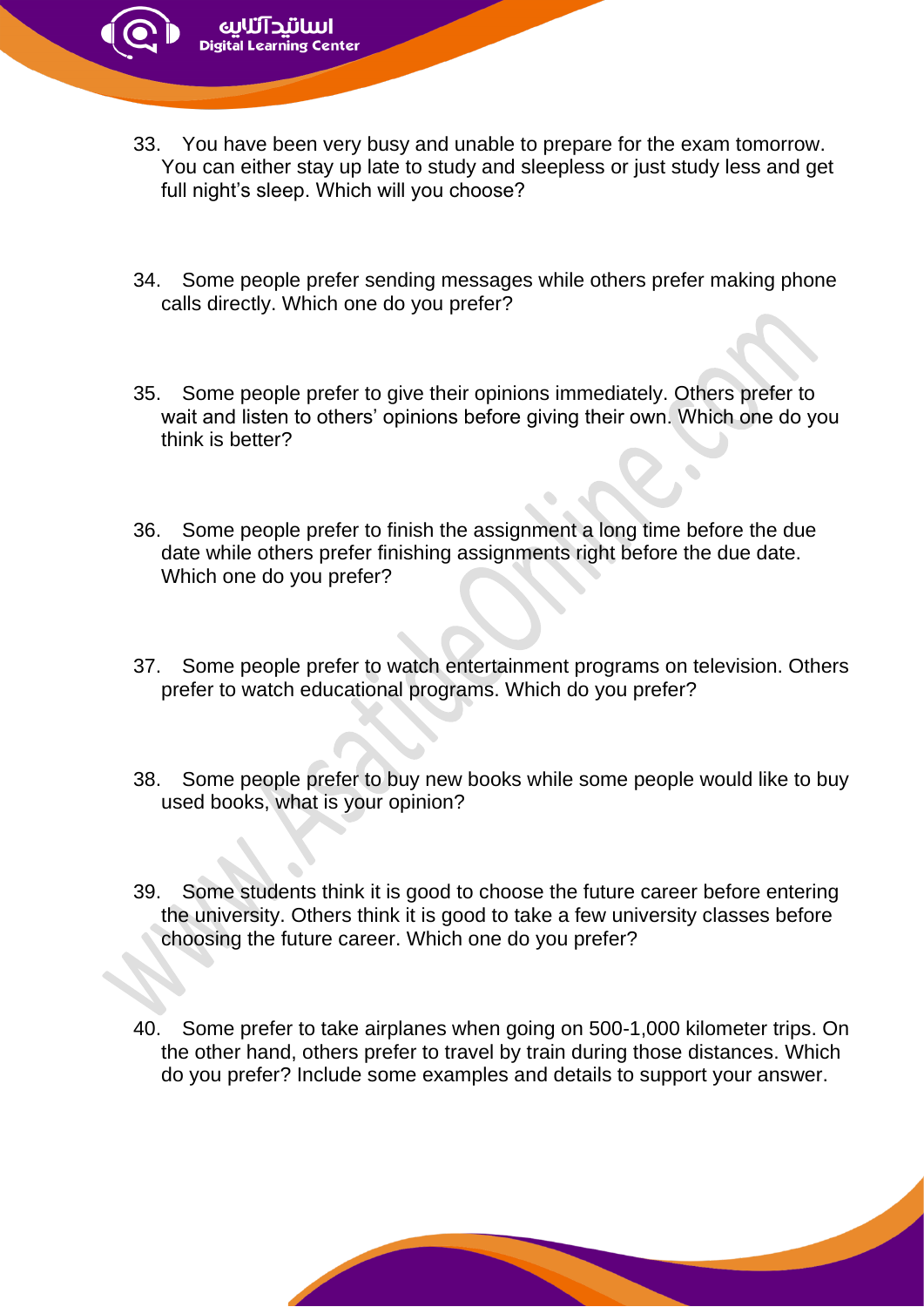33. You have been very busy and unable to prepare for the exam tomorrow. You can either stay up late to study and sleepless or just study less and get full night's sleep. Which will you choose?

34. Some people prefer sending messages while others prefer making phone calls directly. Which one do you prefer?

35. Some people prefer to give their opinions immediately. Others prefer to wait and listen to others' opinions before giving their own. Which one do you think is better?

36. Some people prefer to finish the assignment a long time before the due date while others prefer finishing assignments right before the due date. Which one do you prefer?

37. Some people prefer to watch entertainment programs on television. Others prefer to watch educational programs. Which do you prefer?

38. Some people prefer to buy new books while some people would like to buy used books, what is your opinion?

39. Some students think it is good to choose the future career before entering the university. Others think it is good to take a few university classes before choosing the future career. Which one do you prefer?

40. Some prefer to take airplanes when going on 500-1,000 kilometer trips. On the other hand, others prefer to travel by train during those distances. Which do you prefer? Include some examples and details to support your answer.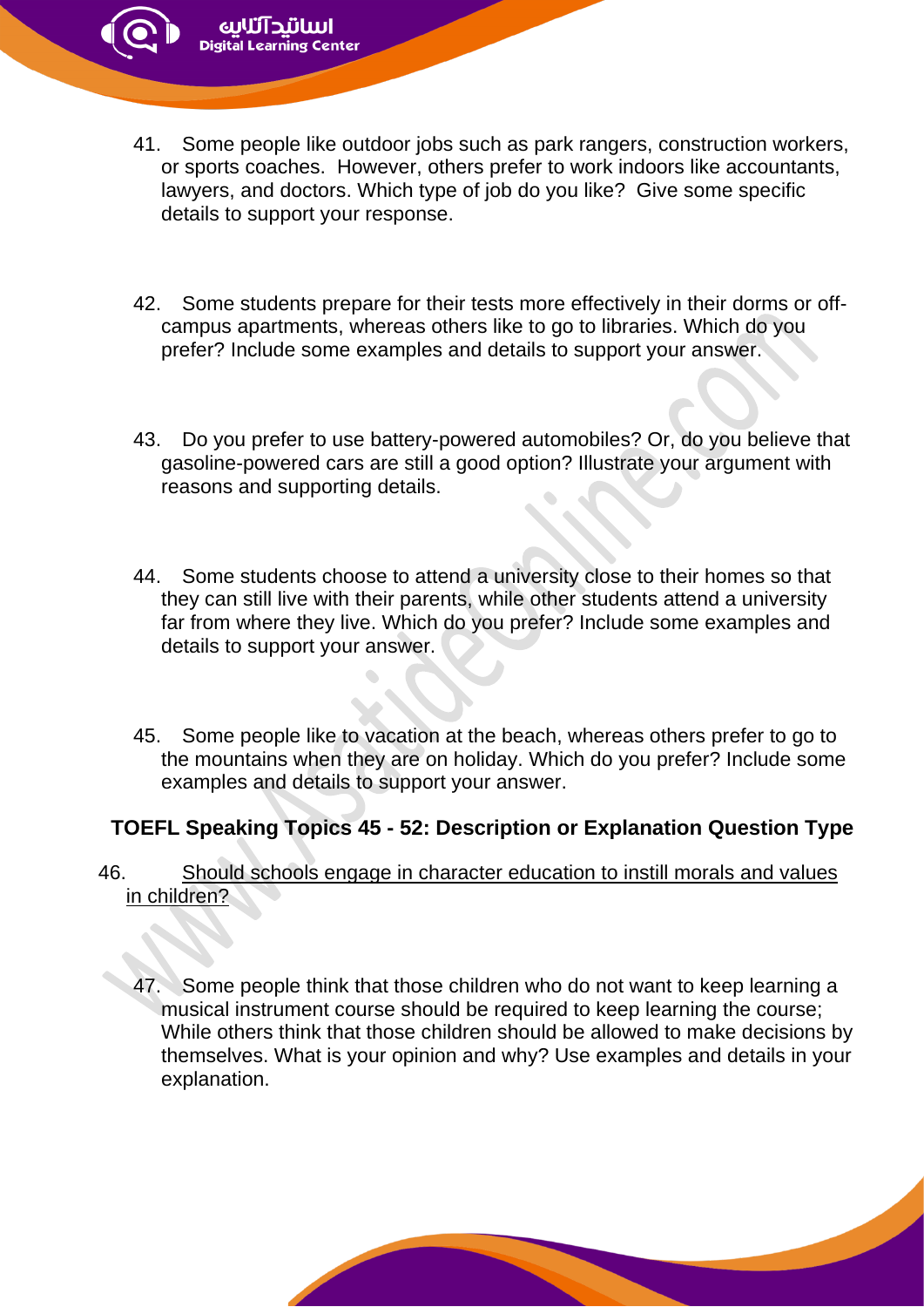41. Some people like outdoor jobs such as park rangers, construction workers, or sports coaches. However, others prefer to work indoors like accountants, lawyers, and doctors. Which type of job do you like? Give some specific details to support your response.

42. Some students prepare for their tests more effectively in their dorms or off-campus apartments, whereas others like to go to libraries. Which do you prefer? Include some examples and details to support your answer.

43. Do you prefer to use battery-powered automobiles? Or, do you believe that gasoline-powered cars are still a good option? Illustrate your argument with reasons and supporting details.

44. Some students choose to attend a university close to their homes so that they can still live with their parents, while other students attend a university far from where they live. Which do you prefer? Include some examples and details to support your answer.

45. Some people like to vacation at the beach, whereas others prefer to go to the mountains when they are on holiday. Which do you prefer? Include some examples and details to support your answer.

### TOEFL Speaking Topics 45 - 52: Description or Explanation Question Type

46. Should schools engage in character education to instill morals and values in children?

47. Some people think that those children who do not want to keep learning a musical instrument course should be required to keep learning the course; While others think that those children should be allowed to make decisions by themselves. What is your opinion and why? Use examples and details in your explanation.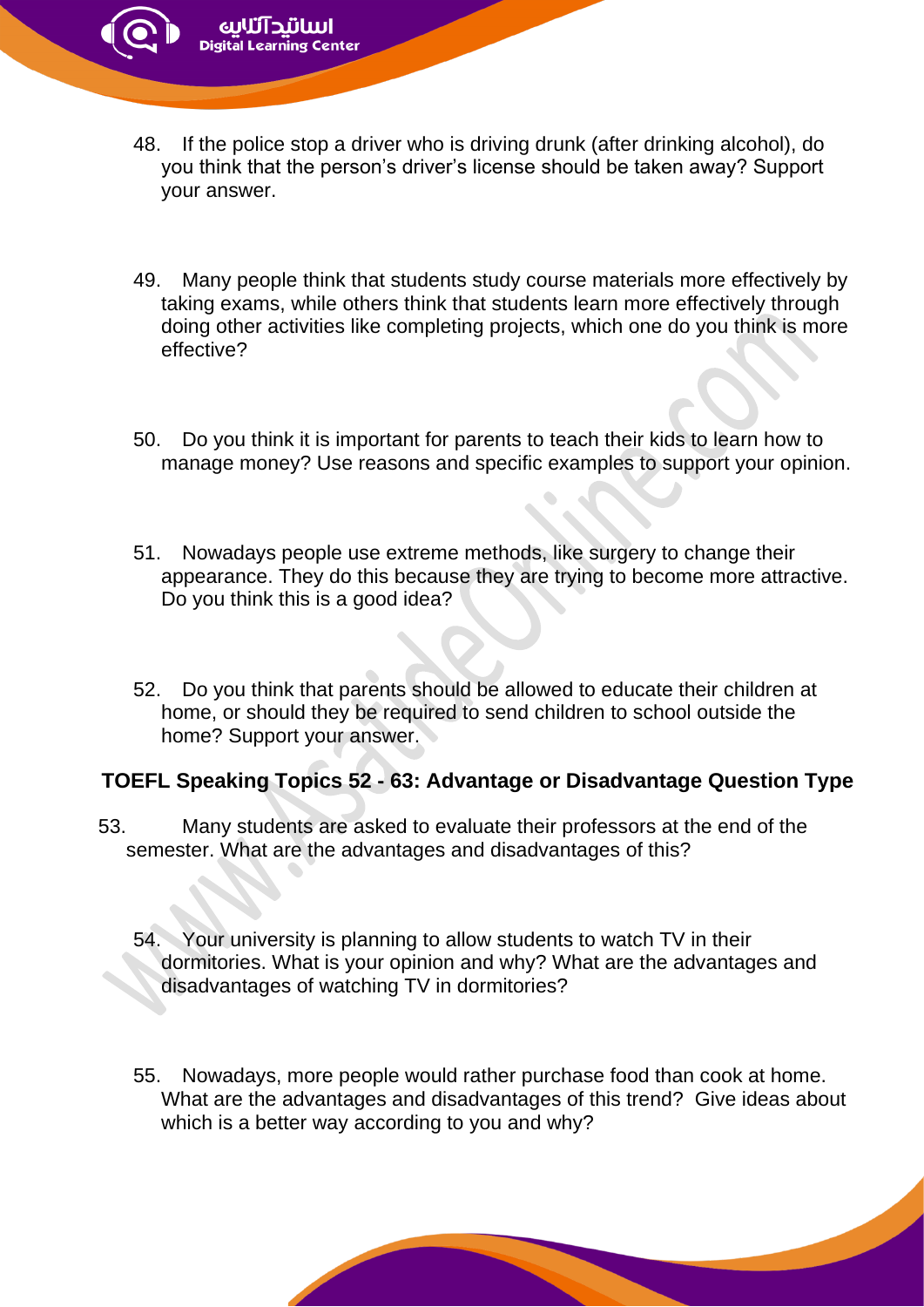48. If the police stop a driver who is driving drunk (after drinking alcohol), do you think that the person's driver's license should be taken away? Support your answer.

49. Many people think that students study course materials more effectively by taking exams, while others think that students learn more effectively through doing other activities like completing projects, which one do you think is more effective?

50. Do you think it is important for parents to teach their kids to learn how to manage money? Use reasons and specific examples to support your opinion.

51. Nowadays people use extreme methods, like surgery to change their appearance. They do this because they are trying to become more attractive. Do you think this is a good idea?

52. Do you think that parents should be allowed to educate their children at home, or should they be required to send children to school outside the home? Support your answer.

## TOEFL Speaking Topics 52 - 63: Advantage or Disadvantage Question Type

53. Many students are asked to evaluate their professors at the end of the semester. What are the advantages and disadvantages of this?

54. Your university is planning to allow students to watch TV in their dormitories. What is your opinion and why? What are the advantages and disadvantages of watching TV in dormitories?

55. Nowadays, more people would rather purchase food than cook at home. What are the advantages and disadvantages of this trend? Give ideas about which is a better way according to you and why?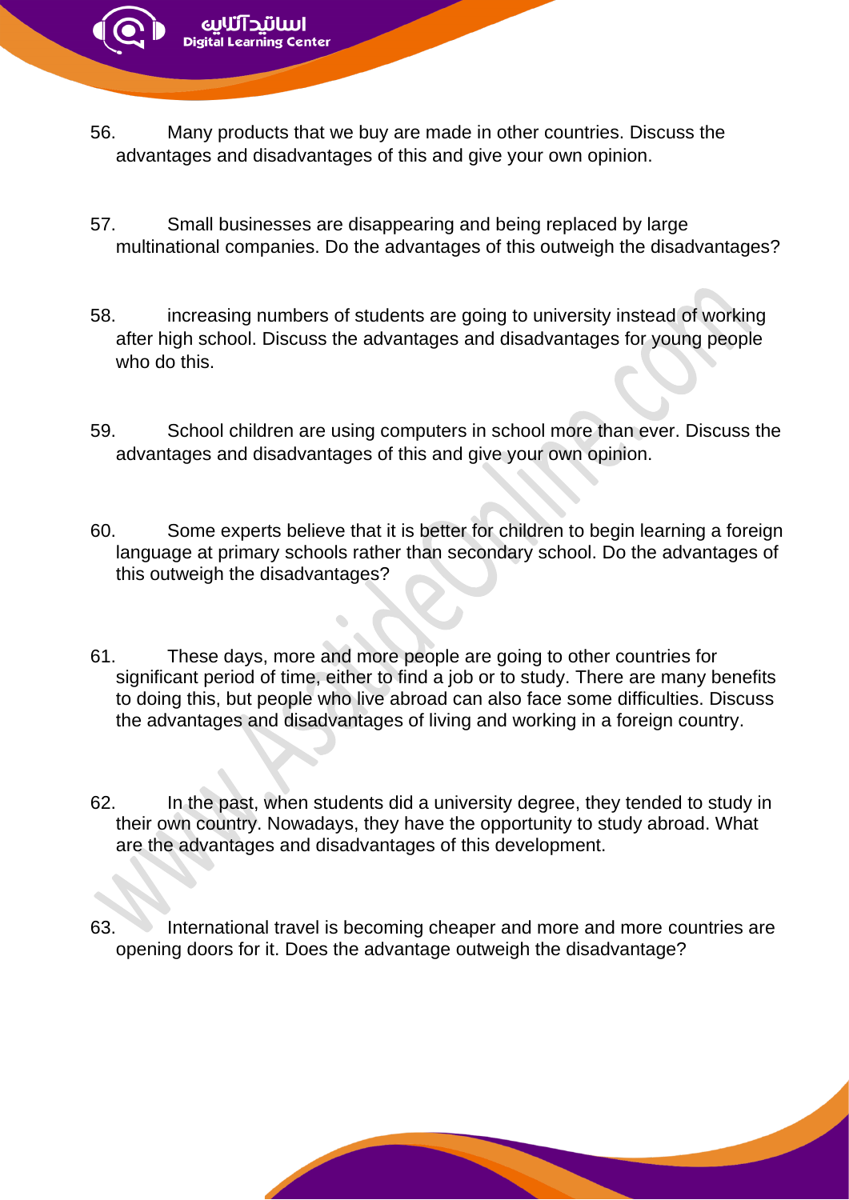56. Many products that we buy are made in other countries. Discuss the advantages and disadvantages of this and give your own opinion.

57. Small businesses are disappearing and being replaced by large multinational companies. Do the advantages of this outweigh the disadvantages?

58. increasing numbers of students are going to university instead of working after high school. Discuss the advantages and disadvantages for young people who do this.

59. School children are using computers in school more than ever. Discuss the advantages and disadvantages of this and give your own opinion.

60. Some experts believe that it is better for children to begin learning a foreign language at primary schools rather than secondary school. Do the advantages of this outweigh the disadvantages?

61. These days, more and more people are going to other countries for significant period of time, either to find a job or to study. There are many benefits to doing this, but people who live abroad can also face some difficulties. Discuss the advantages and disadvantages of living and working in a foreign country.

62. In the past, when students did a university degree, they tended to study in their own country. Nowadays, they have the opportunity to study abroad. What are the advantages and disadvantages of this development.

63. International travel is becoming cheaper and more and more countries are opening doors for it. Does the advantage outweigh the disadvantage?